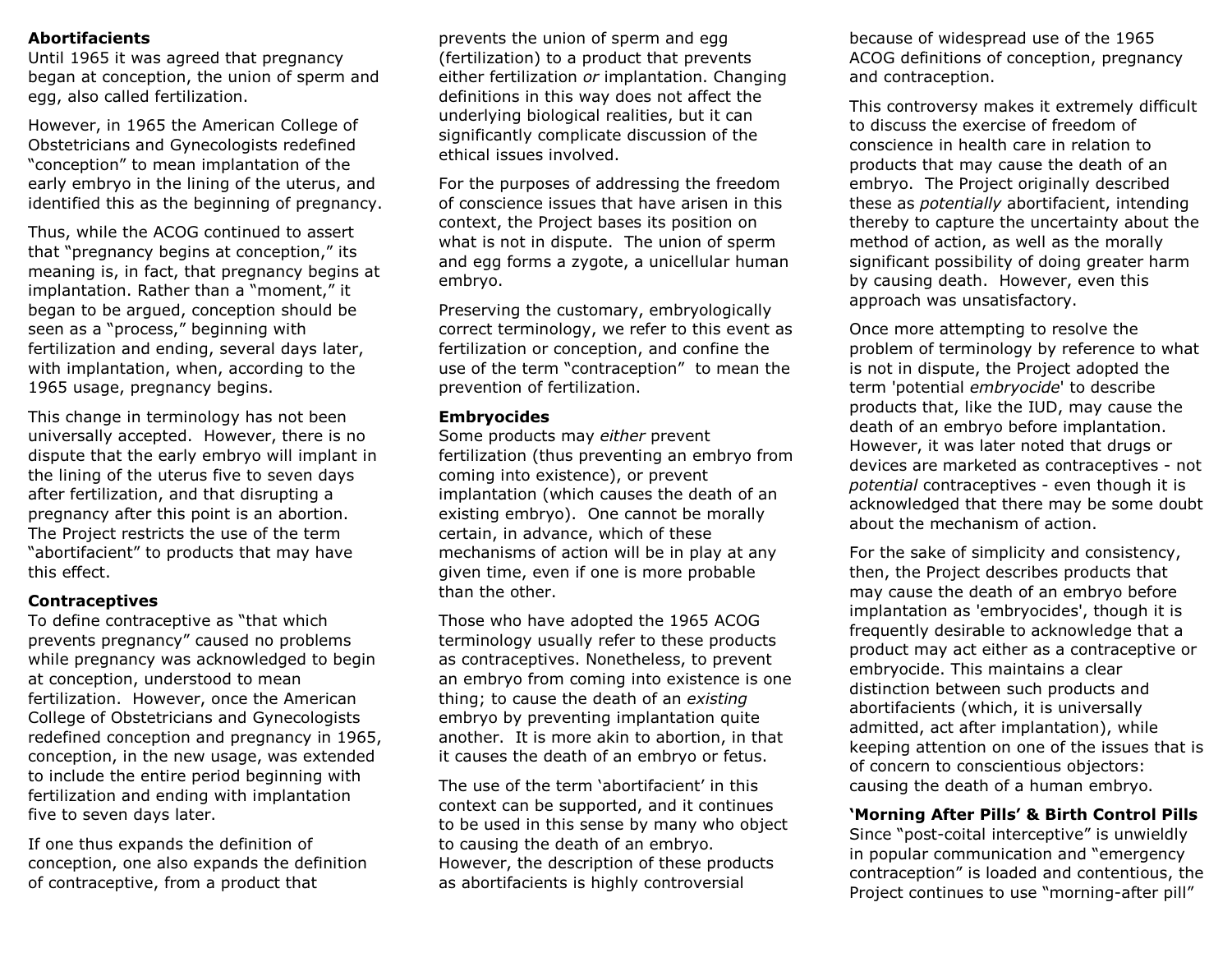**Abortifacients**

Until 1965 it was agreed that pregnancy began at conception, the union of sperm and egg, also called fertilization.

However, in 1965 the American College of Obstetricians and Gynecologists redefined "conception" to mean implantation of the early embryo in the lining of the uterus, and identified this as the beginning of pregnancy.

Thus, while the ACOG continued to assert that "pregnancy begins at conception," its meaning is, in fact, that pregnancy begins at implantation. Rather than a "moment," it began to be argued, conception should be seen as a "process," beginning with fertilization and ending, several days later, with implantation, when, according to the 1965 usage, pregnancy begins.

This change in terminology has not been universally accepted. However, there is no dispute that the early embryo will implant in the lining of the uterus five to seven days after fertilization, and that disrupting a pregnancy after this point is an abortion. The Project restricts the use of the term "abortifacient" to products that may have this effect.

**Contraceptives**

To define contraceptive as "that which prevents pregnancy" caused no problems while pregnancy was acknowledged to begin at conception, understood to mean fertilization. However, once the American College of Obstetricians and Gynecologists redefined conception and pregnancy in 1965, conception, in the new usage, was extended to include the entire period beginning with fertilization and ending with implantation five to seven days later.

If one thus expands the definition of conception, one also expands the definition of contraceptive, from a product that prevents the union of sperm and egg (fertilization) to a product that prevents either fertilization *or* implantation. Changing definitions in this way does not affect the underlying biological realities, but it can significantly complicate discussion of the ethical issues involved.

For the purposes of addressing the freedom of conscience issues that have arisen in this context, the Project bases its position on what is not in dispute. The union of sperm and egg forms a zygote, a unicellular human embryo.

Preserving the customary, embryologically correct terminology, we refer to this event as fertilization or conception, and confine the use of the term "contraception" to mean the prevention of fertilization.

**Embryocides**

Some products may *either* prevent fertilization (thus preventing an embryo from coming into existence), or prevent implantation (which causes the death of an existing embryo). One cannot be morally certain, in advance, which of these mechanisms of action will be in play at any given time, even if one is more probable than the other.

Those who have adopted the 1965 ACOG terminology usually refer to these products as contraceptives. Nonetheless, to prevent an embryo from coming into existence is one thing; to cause the death of an *existing* embryo by preventing implantation quite another. It is more akin to abortion, in that it causes the death of an embryo or fetus.

The use of the term 'abortifacient' in this context can be supported, and it continues to be used in this sense by many who object to causing the death of an embryo. However, the description of these products as abortifacients is highly controversial because of widespread use of the 1965 ACOG definitions of conception, pregnancy and contraception.

This controversy makes it extremely difficult to discuss the exercise of freedom of conscience in health care in relation to products that may cause the death of an embryo. The Project originally described these as *potentially* abortifacient, intending thereby to capture the uncertainty about the method of action, as well as the morally significant possibility of doing greater harm by causing death. However, even this approach was unsatisfactory.

Once more attempting to resolve the problem of terminology by reference to what is not in dispute, the Project adopted the term 'potential *embryocide*' to describe products that, like the IUD, may cause the death of an embryo before implantation. However, it was later noted that drugs or devices are marketed as contraceptives - not *potential* contraceptives - even though it is acknowledged that there may be some doubt about the mechanism of action.

For the sake of simplicity and consistency, then, the Project describes products that may cause the death of an embryo before implantation as 'embryocides', though it is frequently desirable to acknowledge that a product may act either as a contraceptive or embryocide. This maintains a clear distinction between such products and abortifacients (which, it is universally admitted, act after implantation), while keeping attention on one of the issues that is of concern to conscientious objectors: causing the death of a human embryo.

**'Morning After Pills' & Birth Control Pills**

Since "post-coital interceptive" is unwieldly in popular communication and "emergency contraception" is loaded and contentious, the Project continues to use "morning-after pill"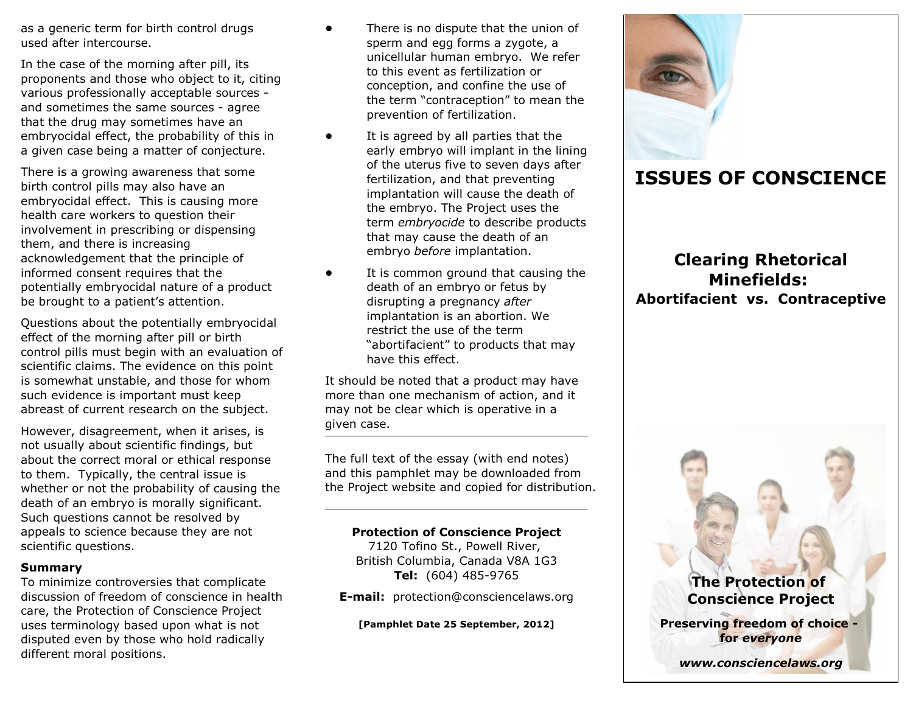as a generic term for birth control drugs used after intercourse.

In the case of the morning after pill, its proponents and those who object to it, citing various professionally acceptable sources - and sometimes the same sources - agree that the drug may sometimes have an embryocidal effect, the probability of this in a given case being a matter of conjecture.

There is a growing awareness that some birth control pills may also have an embryocidal effect. This is causing more health care workers to question their involvement in prescribing or dispensing them, and there is increasing acknowledgement that the principle of informed consent requires that the potentially embryocidal nature of a product be brought to a patient's attention.

Questions about the potentially embryocidal effect of the morning after pill or birth control pills must begin with an evaluation of scientific claims. The evidence on this point is somewhat unstable, and those for whom such evidence is important must keep abreast of current research on the subject.

However, disagreement, when it arises, is not usually about scientific findings, but about the correct moral or ethical response to them. Typically, the central issue is whether or not the probability of causing the death of an embryo is morally significant. Such questions cannot be resolved by appeals to science because they are not scientific questions.

**Summary**

To minimize controversies that complicate discussion of freedom of conscience in health care, the Protection of Conscience Project uses terminology based upon what is not disputed even by those who hold radically different moral positions.

- There is no dispute that the union of sperm and egg forms a zygote, a unicellular human embryo. We refer to this event as fertilization or conception, and confine the use of the term "contraception" to mean the prevention of fertilization.
- It is agreed by all parties that the early embryo will implant in the lining of the uterus five to seven days after fertilization, and that preventing implantation will cause the death of the embryo. The Project uses the term *embryocide* to describe products that may cause the death of an embryo *before* implantation.
- It is common ground that causing the death of an embryo or fetus by disrupting a pregnancy *after* implantation is an abortion. We restrict the use of the term "abortifacient" to products that may have this effect.

It should be noted that a product may have more than one mechanism of action, and it may not be clear which is operative in a given case.

---

The full text of the essay (with end notes) and this pamphlet may be downloaded from the Project website and copied for distribution.

---

**Protection of Conscience Project**
7120 Tofino St., Powell River,
British Columbia, Canada V8A 1G3
**Tel:** (604) 485-9765

**E-mail:** protection@consciencelaws.org

**[Pamphlet Date 25 September, 2012]**

# ISSUES OF CONSCIENCE

## Clearing Rhetorical Minefields:
### Abortifacient vs. Contraceptive

**The Protection of Conscience Project**

**Preserving freedom of choice - for *everyone***

***www.consciencelaws.org***